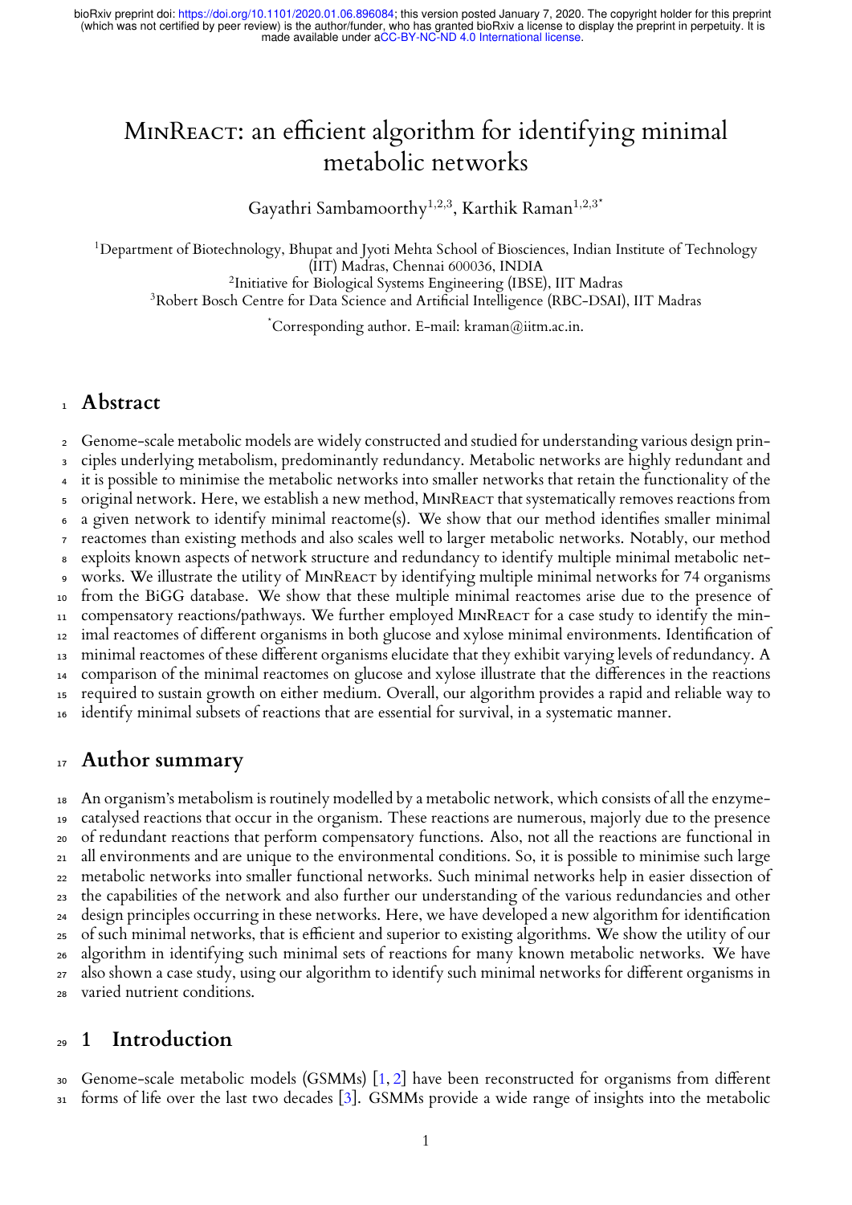# MinReact: an efficient algorithm for identifying minimal metabolic networks

Gayathri Sambamoorthy[1,2,3], Karthik Raman[1,2,3*]

[1]Department of Biotechnology, Bhupat and Jyoti Mehta School of Biosciences, Indian Institute of Technology (IIT) Madras, Chennai 600036, INDIA
[2]Initiative for Biological Systems Engineering (IBSE), IIT Madras
[3]Robert Bosch Centre for Data Science and Artificial Intelligence (RBC-DSAI), IIT Madras

[*]Corresponding author. E-mail: kraman@iitm.ac.in.

## Abstract

Genome-scale metabolic models are widely constructed and studied for understanding various design principles underlying metabolism, predominantly redundancy. Metabolic networks are highly redundant and it is possible to minimise the metabolic networks into smaller networks that retain the functionality of the original network. Here, we establish a new method, MinReact that systematically removes reactions from a given network to identify minimal reactome(s). We show that our method identifies smaller minimal reactomes than existing methods and also scales well to larger metabolic networks. Notably, our method exploits known aspects of network structure and redundancy to identify multiple minimal metabolic networks. We illustrate the utility of MinReact by identifying multiple minimal networks for 74 organisms from the BiGG database. We show that these multiple minimal reactomes arise due to the presence of compensatory reactions/pathways. We further employed MinReact for a case study to identify the minimal reactomes of different organisms in both glucose and xylose minimal environments. Identification of minimal reactomes of these different organisms elucidate that they exhibit varying levels of redundancy. A comparison of the minimal reactomes on glucose and xylose illustrate that the differences in the reactions required to sustain growth on either medium. Overall, our algorithm provides a rapid and reliable way to identify minimal subsets of reactions that are essential for survival, in a systematic manner.

## Author summary

An organism's metabolism is routinely modelled by a metabolic network, which consists of all the enzyme-catalysed reactions that occur in the organism. These reactions are numerous, majorly due to the presence of redundant reactions that perform compensatory functions. Also, not all the reactions are functional in all environments and are unique to the environmental conditions. So, it is possible to minimise such large metabolic networks into smaller functional networks. Such minimal networks help in easier dissection of the capabilities of the network and also further our understanding of the various redundancies and other design principles occurring in these networks. Here, we have developed a new algorithm for identification of such minimal networks, that is efficient and superior to existing algorithms. We show the utility of our algorithm in identifying such minimal sets of reactions for many known metabolic networks. We have also shown a case study, using our algorithm to identify such minimal networks for different organisms in varied nutrient conditions.

## 1 Introduction

Genome-scale metabolic models (GSMMs) [1, 2] have been reconstructed for organisms from different forms of life over the last two decades [3]. GSMMs provide a wide range of insights into the metabolic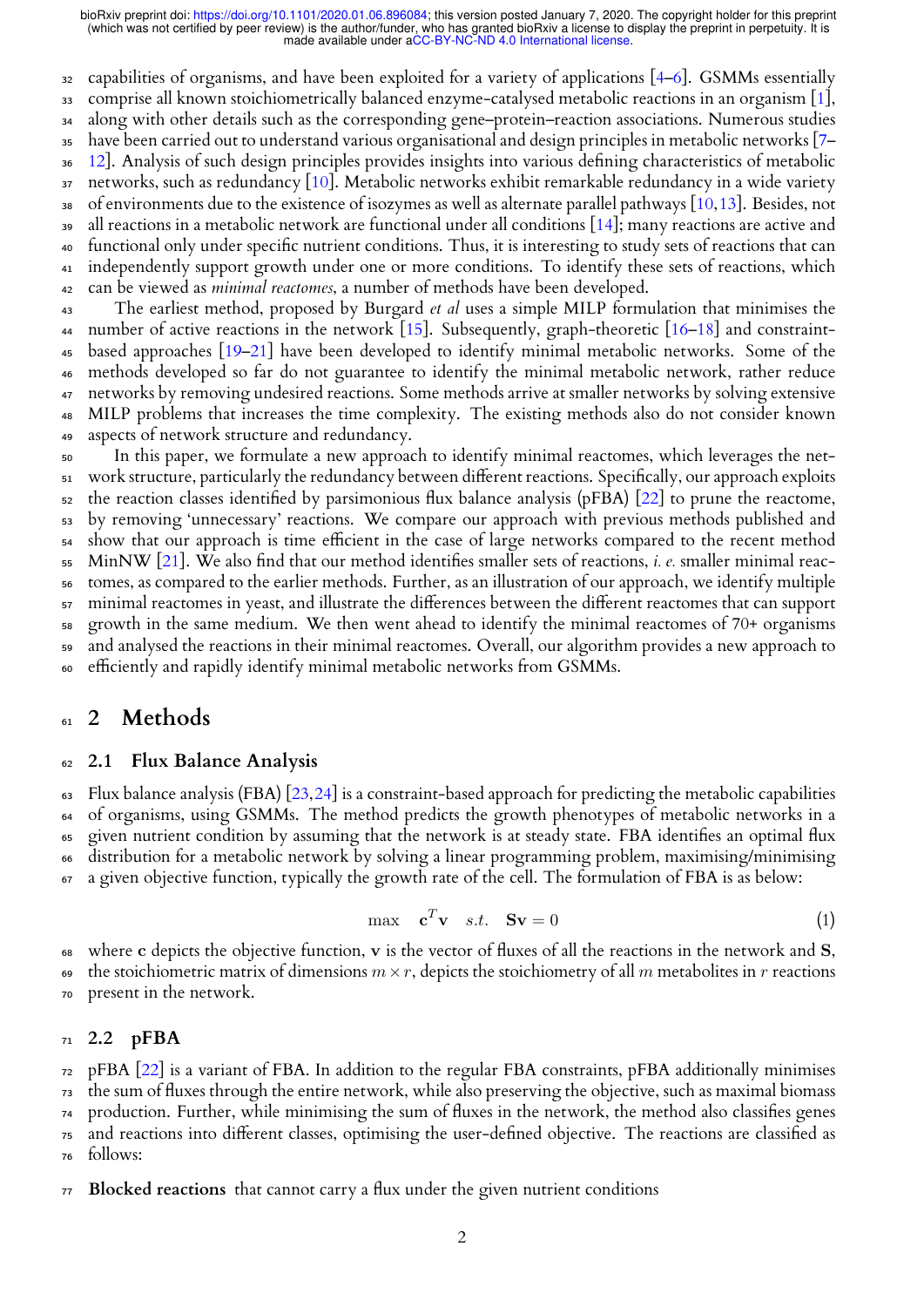capabilities of organisms, and have been exploited for a variety of applications [4–6]. GSMMs essentially comprise all known stoichiometrically balanced enzyme-catalysed metabolic reactions in an organism [1], along with other details such as the corresponding gene–protein–reaction associations. Numerous studies have been carried out to understand various organisational and design principles in metabolic networks [7–12]. Analysis of such design principles provides insights into various defining characteristics of metabolic networks, such as redundancy [10]. Metabolic networks exhibit remarkable redundancy in a wide variety of environments due to the existence of isozymes as well as alternate parallel pathways [10,13]. Besides, not all reactions in a metabolic network are functional under all conditions [14]; many reactions are active and functional only under specific nutrient conditions. Thus, it is interesting to study sets of reactions that can independently support growth under one or more conditions. To identify these sets of reactions, which can be viewed as *minimal reactomes*, a number of methods have been developed.

The earliest method, proposed by Burgard *et al* uses a simple MILP formulation that minimises the number of active reactions in the network [15]. Subsequently, graph-theoretic [16–18] and constraint-based approaches [19–21] have been developed to identify minimal metabolic networks. Some of the methods developed so far do not guarantee to identify the minimal metabolic network, rather reduce networks by removing undesired reactions. Some methods arrive at smaller networks by solving extensive MILP problems that increases the time complexity. The existing methods also do not consider known aspects of network structure and redundancy.

In this paper, we formulate a new approach to identify minimal reactomes, which leverages the network structure, particularly the redundancy between different reactions. Specifically, our approach exploits the reaction classes identified by parsimonious flux balance analysis (pFBA) [22] to prune the reactome, by removing 'unnecessary' reactions. We compare our approach with previous methods published and show that our approach is time efficient in the case of large networks compared to the recent method MinNW [21]. We also find that our method identifies smaller sets of reactions, *i. e.* smaller minimal reactomes, as compared to the earlier methods. Further, as an illustration of our approach, we identify multiple minimal reactomes in yeast, and illustrate the differences between the different reactomes that can support growth in the same medium. We then went ahead to identify the minimal reactomes of 70+ organisms and analysed the reactions in their minimal reactomes. Overall, our algorithm provides a new approach to efficiently and rapidly identify minimal metabolic networks from GSMMs.

# 2 Methods

## 2.1 Flux Balance Analysis

Flux balance analysis (FBA) [23,24] is a constraint-based approach for predicting the metabolic capabilities of organisms, using GSMMs. The method predicts the growth phenotypes of metabolic networks in a given nutrient condition by assuming that the network is at steady state. FBA identifies an optimal flux distribution for a metabolic network by solving a linear programming problem, maximising/minimising a given objective function, typically the growth rate of the cell. The formulation of FBA is as below:

$$\max \quad \mathbf{c}^T\mathbf{v} \quad s.t. \quad \mathbf{S}\mathbf{v} = 0 \tag{1}$$

where $\mathbf{c}$ depicts the objective function, $\mathbf{v}$ is the vector of fluxes of all the reactions in the network and $\mathbf{S}$, the stoichiometric matrix of dimensions $m \times r$, depicts the stoichiometry of all $m$ metabolites in $r$ reactions present in the network.

## 2.2 pFBA

pFBA [22] is a variant of FBA. In addition to the regular FBA constraints, pFBA additionally minimises the sum of fluxes through the entire network, while also preserving the objective, such as maximal biomass production. Further, while minimising the sum of fluxes in the network, the method also classifies genes and reactions into different classes, optimising the user-defined objective. The reactions are classified as follows:

**Blocked reactions** that cannot carry a flux under the given nutrient conditions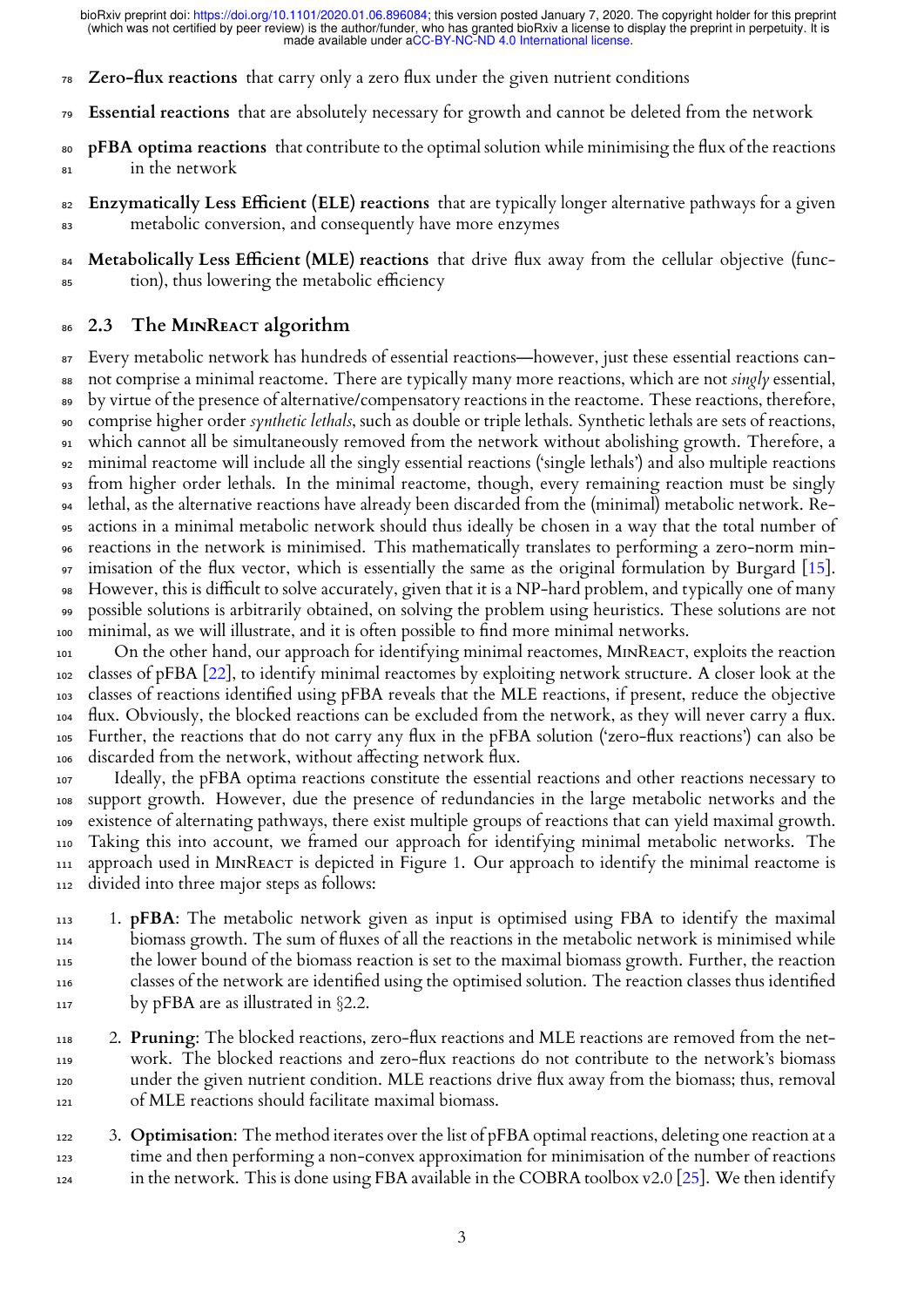**Zero-flux reactions** that carry only a zero flux under the given nutrient conditions

**Essential reactions** that are absolutely necessary for growth and cannot be deleted from the network

**pFBA optima reactions** that contribute to the optimal solution while minimising the flux of the reactions in the network

**Enzymatically Less Efficient (ELE) reactions** that are typically longer alternative pathways for a given metabolic conversion, and consequently have more enzymes

**Metabolically Less Efficient (MLE) reactions** that drive flux away from the cellular objective (function), thus lowering the metabolic efficiency

## 2.3 The MinReact algorithm

Every metabolic network has hundreds of essential reactions—however, just these essential reactions cannot comprise a minimal reactome. There are typically many more reactions, which are not *singly* essential, by virtue of the presence of alternative/compensatory reactions in the reactome. These reactions, therefore, comprise higher order *synthetic lethals*, such as double or triple lethals. Synthetic lethals are sets of reactions, which cannot all be simultaneously removed from the network without abolishing growth. Therefore, a minimal reactome will include all the singly essential reactions ('single lethals') and also multiple reactions from higher order lethals. In the minimal reactome, though, every remaining reaction must be singly lethal, as the alternative reactions have already been discarded from the (minimal) metabolic network. Reactions in a minimal metabolic network should thus ideally be chosen in a way that the total number of reactions in the network is minimised. This mathematically translates to performing a zero-norm minimisation of the flux vector, which is essentially the same as the original formulation by Burgard [15]. However, this is difficult to solve accurately, given that it is a NP-hard problem, and typically one of many possible solutions is arbitrarily obtained, on solving the problem using heuristics. These solutions are not minimal, as we will illustrate, and it is often possible to find more minimal networks.

On the other hand, our approach for identifying minimal reactomes, MinReact, exploits the reaction classes of pFBA [22], to identify minimal reactomes by exploiting network structure. A closer look at the classes of reactions identified using pFBA reveals that the MLE reactions, if present, reduce the objective flux. Obviously, the blocked reactions can be excluded from the network, as they will never carry a flux. Further, the reactions that do not carry any flux in the pFBA solution ('zero-flux reactions') can also be discarded from the network, without affecting network flux.

Ideally, the pFBA optima reactions constitute the essential reactions and other reactions necessary to support growth. However, due the presence of redundancies in the large metabolic networks and the existence of alternating pathways, there exist multiple groups of reactions that can yield maximal growth. Taking this into account, we framed our approach for identifying minimal metabolic networks. The approach used in MinReact is depicted in Figure 1. Our approach to identify the minimal reactome is divided into three major steps as follows:

1. **pFBA**: The metabolic network given as input is optimised using FBA to identify the maximal biomass growth. The sum of fluxes of all the reactions in the metabolic network is minimised while the lower bound of the biomass reaction is set to the maximal biomass growth. Further, the reaction classes of the network are identified using the optimised solution. The reaction classes thus identified by pFBA are as illustrated in §2.2.

2. **Pruning**: The blocked reactions, zero-flux reactions and MLE reactions are removed from the network. The blocked reactions and zero-flux reactions do not contribute to the network's biomass under the given nutrient condition. MLE reactions drive flux away from the biomass; thus, removal of MLE reactions should facilitate maximal biomass.

3. **Optimisation**: The method iterates over the list of pFBA optimal reactions, deleting one reaction at a time and then performing a non-convex approximation for minimisation of the number of reactions in the network. This is done using FBA available in the COBRA toolbox v2.0 [25]. We then identify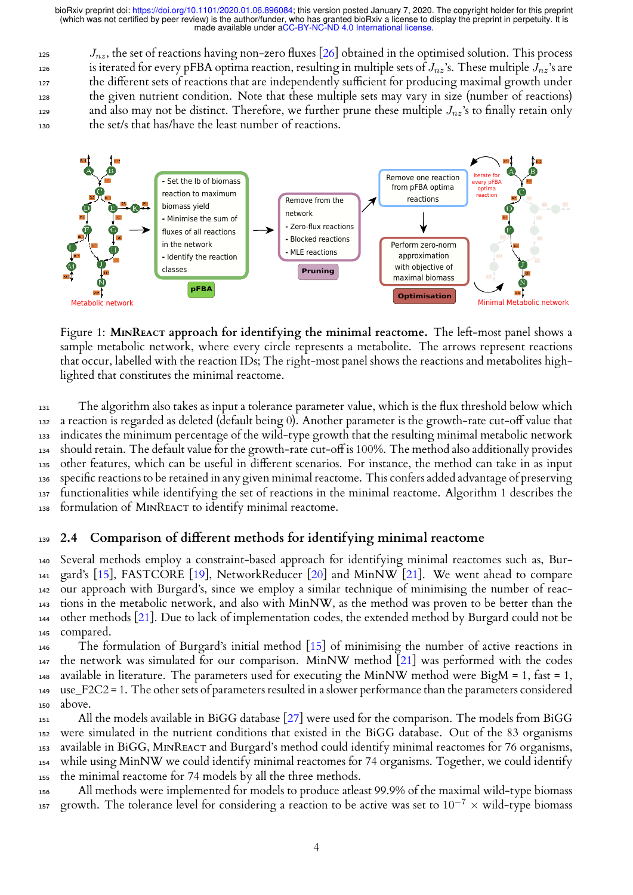$J_{nz}$, the set of reactions having non-zero fluxes [26] obtained in the optimised solution. This process is iterated for every pFBA optima reaction, resulting in multiple sets of $J_{nz}$'s. These multiple $J_{nz}$'s are the different sets of reactions that are independently sufficient for producing maximal growth under the given nutrient condition. Note that these multiple sets may vary in size (number of reactions) and also may not be distinct. Therefore, we further prune these multiple $J_{nz}$'s to finally retain only the set/s that has/have the least number of reactions.

Figure 1: **MinReact approach for identifying the minimal reactome.** The left-most panel shows a sample metabolic network, where every circle represents a metabolite. The arrows represent reactions that occur, labelled with the reaction IDs; The right-most panel shows the reactions and metabolites highlighted that constitutes the minimal reactome.

The algorithm also takes as input a tolerance parameter value, which is the flux threshold below which a reaction is regarded as deleted (default being 0). Another parameter is the growth-rate cut-off value that indicates the minimum percentage of the wild-type growth that the resulting minimal metabolic network should retain. The default value for the growth-rate cut-off is 100%. The method also additionally provides other features, which can be useful in different scenarios. For instance, the method can take in as input specific reactions to be retained in any given minimal reactome. This confers added advantage of preserving functionalities while identifying the set of reactions in the minimal reactome. Algorithm 1 describes the formulation of MinReact to identify minimal reactome.

## 2.4 Comparison of different methods for identifying minimal reactome

Several methods employ a constraint-based approach for identifying minimal reactomes such as, Burgard's [15], FASTCORE [19], NetworkReducer [20] and MinNW [21]. We went ahead to compare our approach with Burgard's, since we employ a similar technique of minimising the number of reactions in the metabolic network, and also with MinNW, as the method was proven to be better than the other methods [21]. Due to lack of implementation codes, the extended method by Burgard could not be compared.

The formulation of Burgard's initial method [15] of minimising the number of active reactions in the network was simulated for our comparison. MinNW method [21] was performed with the codes available in literature. The parameters used for executing the MinNW method were BigM = 1, fast = 1, use_F2C2 = 1. The other sets of parameters resulted in a slower performance than the parameters considered above.

All the models available in BiGG database [27] were used for the comparison. The models from BiGG were simulated in the nutrient conditions that existed in the BiGG database. Out of the 83 organisms available in BiGG, MinReact and Burgard's method could identify minimal reactomes for 76 organisms, while using MinNW we could identify minimal reactomes for 74 organisms. Together, we could identify the minimal reactome for 74 models by all the three methods.

All methods were implemented for models to produce atleast 99.9% of the maximal wild-type biomass growth. The tolerance level for considering a reaction to be active was set to $10^{-7}$ × wild-type biomass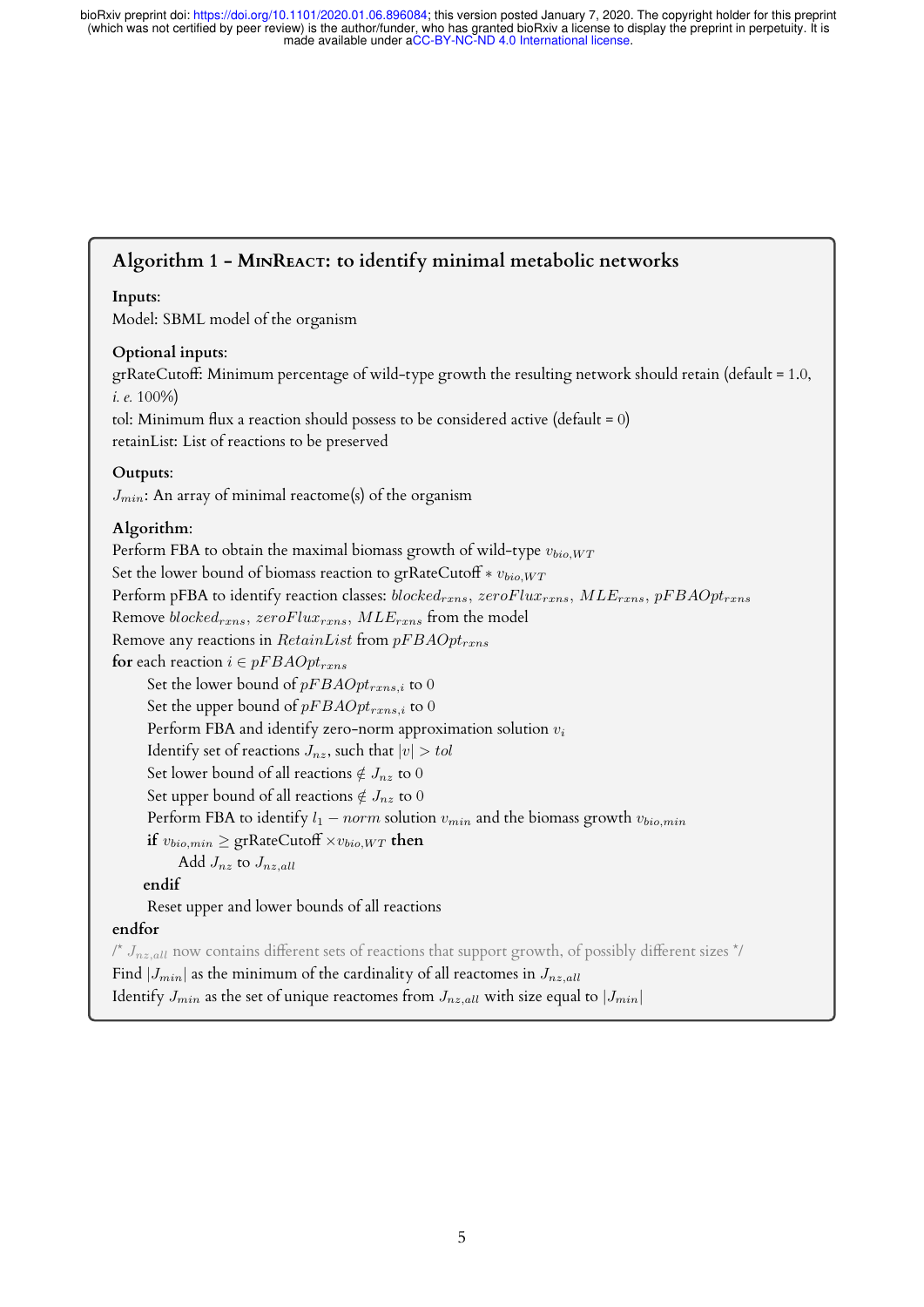## Algorithm 1 – MinReact: to identify minimal metabolic networks

**Inputs**:
Model: SBML model of the organism

**Optional inputs**:
grRateCutoff: Minimum percentage of wild-type growth the resulting network should retain (default = 1.0, *i. e.* 100%)
tol: Minimum flux a reaction should possess to be considered active (default = 0)
retainList: List of reactions to be preserved

**Outputs**:
$J_{min}$: An array of minimal reactome(s) of the organism

**Algorithm**:
Perform FBA to obtain the maximal biomass growth of wild-type $v_{bio,WT}$
Set the lower bound of biomass reaction to grRateCutoff $* \, v_{bio,WT}$
Perform pFBA to identify reaction classes: $blocked_{rxns}$, $zeroFlux_{rxns}$, $MLE_{rxns}$, $pFBAOpt_{rxns}$
Remove $blocked_{rxns}$, $zeroFlux_{rxns}$, $MLE_{rxns}$ from the model
Remove any reactions in $RetainList$ from $pFBAOpt_{rxns}$
**for** each reaction $i \in pFBAOpt_{rxns}$
  Set the lower bound of $pFBAOpt_{rxns,i}$ to $0$
  Set the upper bound of $pFBAOpt_{rxns,i}$ to $0$
  Perform FBA and identify zero-norm approximation solution $v_i$
  Identify set of reactions $J_{nz}$, such that $|v| > tol$
  Set lower bound of all reactions $\notin J_{nz}$ to $0$
  Set upper bound of all reactions $\notin J_{nz}$ to $0$
  Perform FBA to identify $l_1 - norm$ solution $v_{min}$ and the biomass growth $v_{bio,min}$
  **if** $v_{bio,min} \geq$ grRateCutoff $\times v_{bio,WT}$ **then**
    Add $J_{nz}$ to $J_{nz,all}$
  **endif**
  Reset upper and lower bounds of all reactions
**endfor**
/* $J_{nz,all}$ now contains different sets of reactions that support growth, of possibly different sizes */
Find $|J_{min}|$ as the minimum of the cardinality of all reactomes in $J_{nz,all}$
Identify $J_{min}$ as the set of unique reactomes from $J_{nz,all}$ with size equal to $|J_{min}|$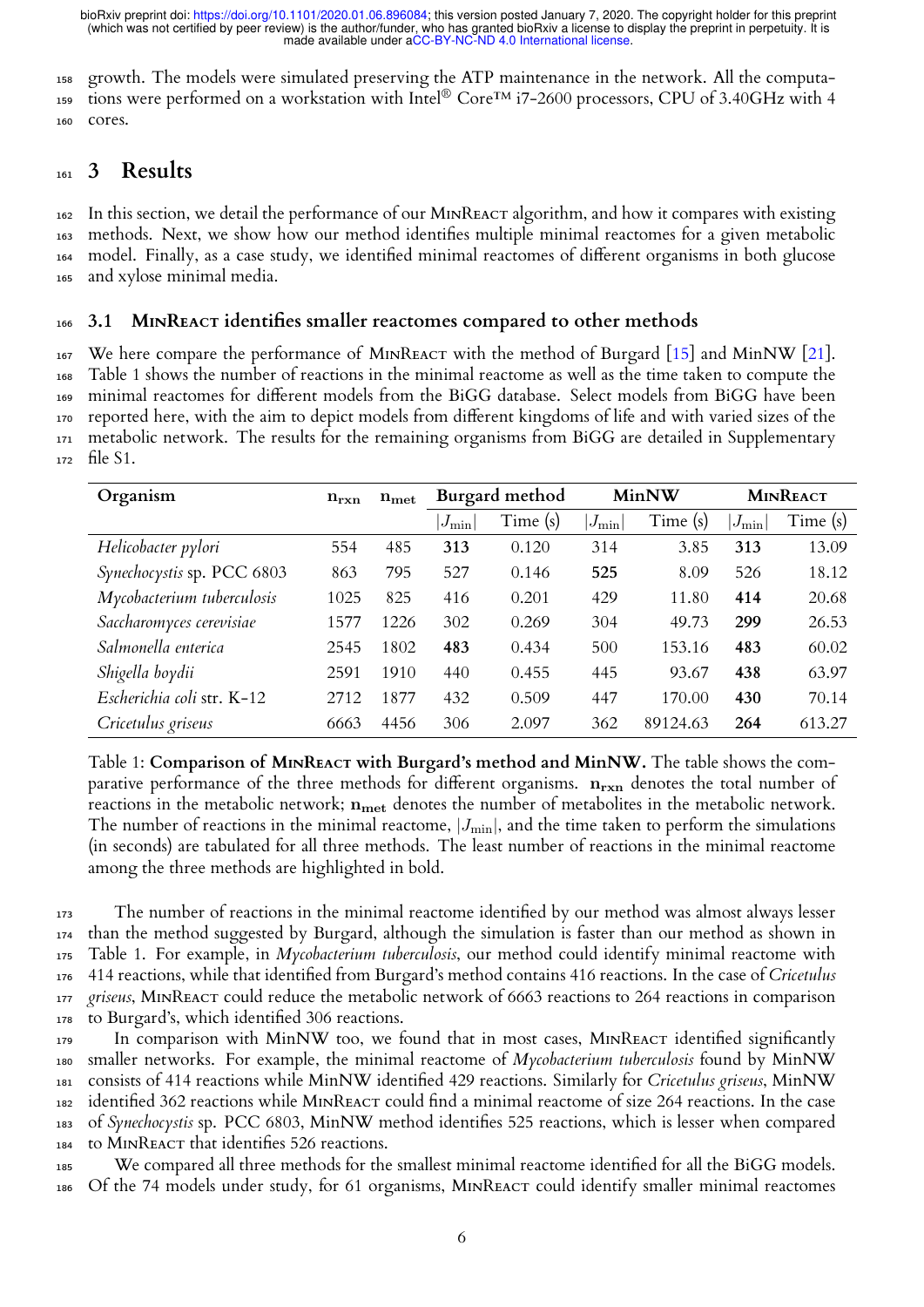growth. The models were simulated preserving the ATP maintenance in the network. All the computations were performed on a workstation with Intel® Core™ i7-2600 processors, CPU of 3.40GHz with 4 cores.

# 3 Results

In this section, we detail the performance of our MinReact algorithm, and how it compares with existing methods. Next, we show how our method identifies multiple minimal reactomes for a given metabolic model. Finally, as a case study, we identified minimal reactomes of different organisms in both glucose and xylose minimal media.

## 3.1 MinReact identifies smaller reactomes compared to other methods

We here compare the performance of MinReact with the method of Burgard [15] and MinNW [21]. Table 1 shows the number of reactions in the minimal reactome as well as the time taken to compute the minimal reactomes for different models from the BiGG database. Select models from BiGG have been reported here, with the aim to depict models from different kingdoms of life and with varied sizes of the metabolic network. The results for the remaining organisms from BiGG are detailed in Supplementary file S1.

| Organism | $\mathbf{n_{rxn}}$ | $\mathbf{n_{met}}$ | Burgard method | | MinNW | | MinReact | |
|---|---|---|---|---|---|---|---|---|
| | | | $\lvert J_{\min}\rvert$ | Time (s) | $\lvert J_{\min}\rvert$ | Time (s) | $\lvert J_{\min}\rvert$ | Time (s) |
| *Helicobacter pylori* | 554 | 485 | **313** | 0.120 | 314 | 3.85 | **313** | 13.09 |
| *Synechocystis* sp. PCC 6803 | 863 | 795 | 527 | 0.146 | **525** | 8.09 | 526 | 18.12 |
| *Mycobacterium tuberculosis* | 1025 | 825 | 416 | 0.201 | 429 | 11.80 | **414** | 20.68 |
| *Saccharomyces cerevisiae* | 1577 | 1226 | 302 | 0.269 | 304 | 49.73 | **299** | 26.53 |
| *Salmonella enterica* | 2545 | 1802 | **483** | 0.434 | 500 | 153.16 | **483** | 60.02 |
| *Shigella boydii* | 2591 | 1910 | 440 | 0.455 | 445 | 93.67 | **438** | 63.97 |
| *Escherichia coli* str. K-12 | 2712 | 1877 | 432 | 0.509 | 447 | 170.00 | **430** | 70.14 |
| *Cricetulus griseus* | 6663 | 4456 | 306 | 2.097 | 362 | 89124.63 | **264** | 613.27 |

Table 1: **Comparison of MinReact with Burgard's method and MinNW.** The table shows the comparative performance of the three methods for different organisms. $\mathbf{n_{rxn}}$ denotes the total number of reactions in the metabolic network; $\mathbf{n_{met}}$ denotes the number of metabolites in the metabolic network. The number of reactions in the minimal reactome, $|J_{\min}|$, and the time taken to perform the simulations (in seconds) are tabulated for all three methods. The least number of reactions in the minimal reactome among the three methods are highlighted in bold.

The number of reactions in the minimal reactome identified by our method was almost always lesser than the method suggested by Burgard, although the simulation is faster than our method as shown in Table 1. For example, in *Mycobacterium tuberculosis*, our method could identify minimal reactome with 414 reactions, while that identified from Burgard's method contains 416 reactions. In the case of *Cricetulus griseus*, MinReact could reduce the metabolic network of 6663 reactions to 264 reactions in comparison to Burgard's, which identified 306 reactions.

In comparison with MinNW too, we found that in most cases, MinReact identified significantly smaller networks. For example, the minimal reactome of *Mycobacterium tuberculosis* found by MinNW consists of 414 reactions while MinNW identified 429 reactions. Similarly for *Cricetulus griseus*, MinNW identified 362 reactions while MinReact could find a minimal reactome of size 264 reactions. In the case of *Synechocystis* sp. PCC 6803, MinNW method identifies 525 reactions, which is lesser when compared to MinReact that identifies 526 reactions.

We compared all three methods for the smallest minimal reactome identified for all the BiGG models. Of the 74 models under study, for 61 organisms, MinReact could identify smaller minimal reactomes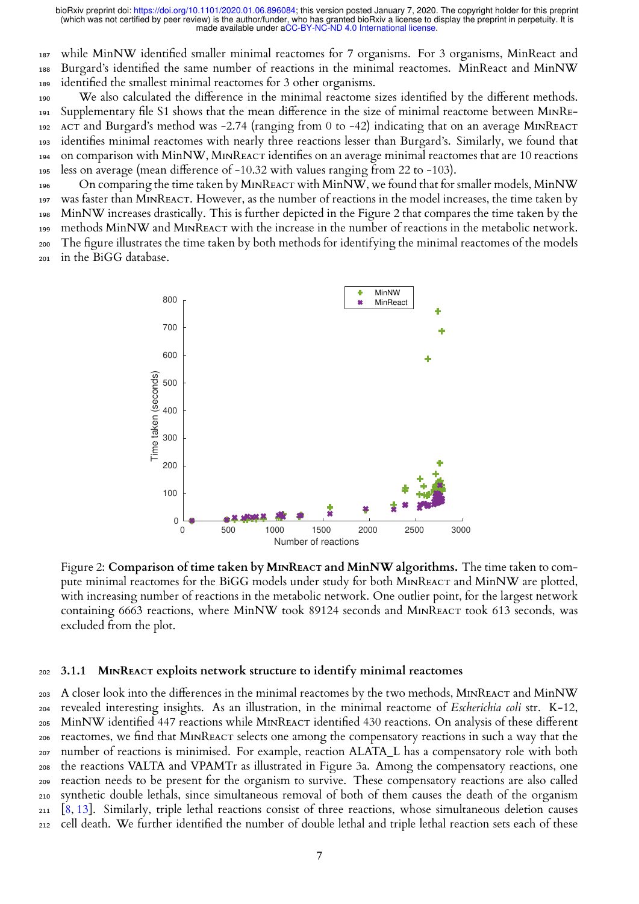while MinNW identified smaller minimal reactomes for 7 organisms. For 3 organisms, MinReact and Burgard's identified the same number of reactions in the minimal reactomes. MinReact and MinNW identified the smallest minimal reactomes for 3 other organisms.

We also calculated the difference in the minimal reactome sizes identified by the different methods. Supplementary file S1 shows that the mean difference in the size of minimal reactome between MinReact and Burgard's method was -2.74 (ranging from 0 to -42) indicating that on an average MinReact identifies minimal reactomes with nearly three reactions lesser than Burgard's. Similarly, we found that on comparison with MinNW, MinReact identifies on an average minimal reactomes that are 10 reactions less on average (mean difference of -10.32 with values ranging from 22 to -103).

On comparing the time taken by MinReact with MinNW, we found that for smaller models, MinNW was faster than MinReact. However, as the number of reactions in the model increases, the time taken by MinNW increases drastically. This is further depicted in the Figure 2 that compares the time taken by the methods MinNW and MinReact with the increase in the number of reactions in the metabolic network. The figure illustrates the time taken by both methods for identifying the minimal reactomes of the models in the BiGG database.

Figure 2: **Comparison of time taken by MinReact and MinNW algorithms.** The time taken to compute minimal reactomes for the BiGG models under study for both MinReact and MinNW are plotted, with increasing number of reactions in the metabolic network. One outlier point, for the largest network containing 6663 reactions, where MinNW took 89124 seconds and MinReact took 613 seconds, was excluded from the plot.

#### 3.1.1 MinReact exploits network structure to identify minimal reactomes

A closer look into the differences in the minimal reactomes by the two methods, MinReact and MinNW revealed interesting insights. As an illustration, in the minimal reactome of *Escherichia coli* str. K-12, MinNW identified 447 reactions while MinReact identified 430 reactions. On analysis of these different reactomes, we find that MinReact selects one among the compensatory reactions in such a way that the number of reactions is minimised. For example, reaction ALATA_L has a compensatory role with both the reactions VALTA and VPAMTr as illustrated in Figure 3a. Among the compensatory reactions, one reaction needs to be present for the organism to survive. These compensatory reactions are also called synthetic double lethals, since simultaneous removal of both of them causes the death of the organism [8, 13]. Similarly, triple lethal reactions consist of three reactions, whose simultaneous deletion causes cell death. We further identified the number of double lethal and triple lethal reaction sets each of these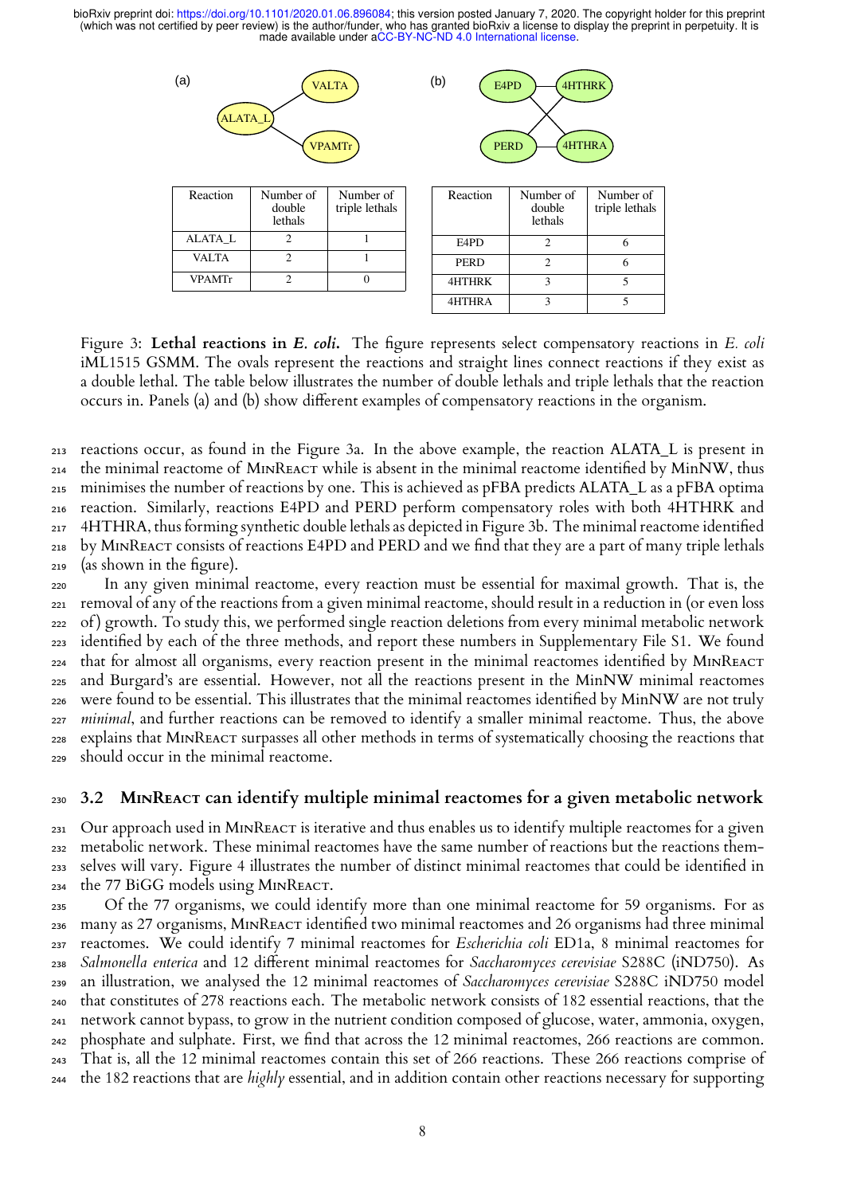(a)

| Reaction | Number of double lethals | Number of triple lethals |
|---|---|---|
| ALATA_L | 2 | 1 |
| VALTA | 2 | 1 |
| VPAMTr | 2 | 0 |

(b)

| Reaction | Number of double lethals | Number of triple lethals |
|---|---|---|
| E4PD | 2 | 6 |
| PERD | 2 | 6 |
| 4HTHRK | 3 | 5 |
| 4HTHRA | 3 | 5 |

Figure 3: **Lethal reactions in *E. coli*.** The figure represents select compensatory reactions in *E. coli* iML1515 GSMM. The ovals represent the reactions and straight lines connect reactions if they exist as a double lethal. The table below illustrates the number of double lethals and triple lethals that the reaction occurs in. Panels (a) and (b) show different examples of compensatory reactions in the organism.

reactions occur, as found in the Figure 3a. In the above example, the reaction ALATA_L is present in the minimal reactome of MinReact while is absent in the minimal reactome identified by MinNW, thus minimises the number of reactions by one. This is achieved as pFBA predicts ALATA_L as a pFBA optima reaction. Similarly, reactions E4PD and PERD perform compensatory roles with both 4HTHRK and 4HTHRA, thus forming synthetic double lethals as depicted in Figure 3b. The minimal reactome identified by MinReact consists of reactions E4PD and PERD and we find that they are a part of many triple lethals (as shown in the figure).

In any given minimal reactome, every reaction must be essential for maximal growth. That is, the removal of any of the reactions from a given minimal reactome, should result in a reduction in (or even loss of) growth. To study this, we performed single reaction deletions from every minimal metabolic network identified by each of the three methods, and report these numbers in Supplementary File S1. We found that for almost all organisms, every reaction present in the minimal reactomes identified by MinReact and Burgard's are essential. However, not all the reactions present in the MinNW minimal reactomes were found to be essential. This illustrates that the minimal reactomes identified by MinNW are not truly *minimal*, and further reactions can be removed to identify a smaller minimal reactome. Thus, the above explains that MinReact surpasses all other methods in terms of systematically choosing the reactions that should occur in the minimal reactome.

## 3.2 MinReact can identify multiple minimal reactomes for a given metabolic network

Our approach used in MinReact is iterative and thus enables us to identify multiple reactomes for a given metabolic network. These minimal reactomes have the same number of reactions but the reactions themselves will vary. Figure 4 illustrates the number of distinct minimal reactomes that could be identified in the 77 BiGG models using MinReact.

Of the 77 organisms, we could identify more than one minimal reactome for 59 organisms. For as many as 27 organisms, MinReact identified two minimal reactomes and 26 organisms had three minimal reactomes. We could identify 7 minimal reactomes for *Escherichia coli* ED1a, 8 minimal reactomes for *Salmonella enterica* and 12 different minimal reactomes for *Saccharomyces cerevisiae* S288C (iND750). As an illustration, we analysed the 12 minimal reactomes of *Saccharomyces cerevisiae* S288C iND750 model that constitutes of 278 reactions each. The metabolic network consists of 182 essential reactions, that the network cannot bypass, to grow in the nutrient condition composed of glucose, water, ammonia, oxygen, phosphate and sulphate. First, we find that across the 12 minimal reactomes, 266 reactions are common. That is, all the 12 minimal reactomes contain this set of 266 reactions. These 266 reactions comprise of the 182 reactions that are *highly* essential, and in addition contain other reactions necessary for supporting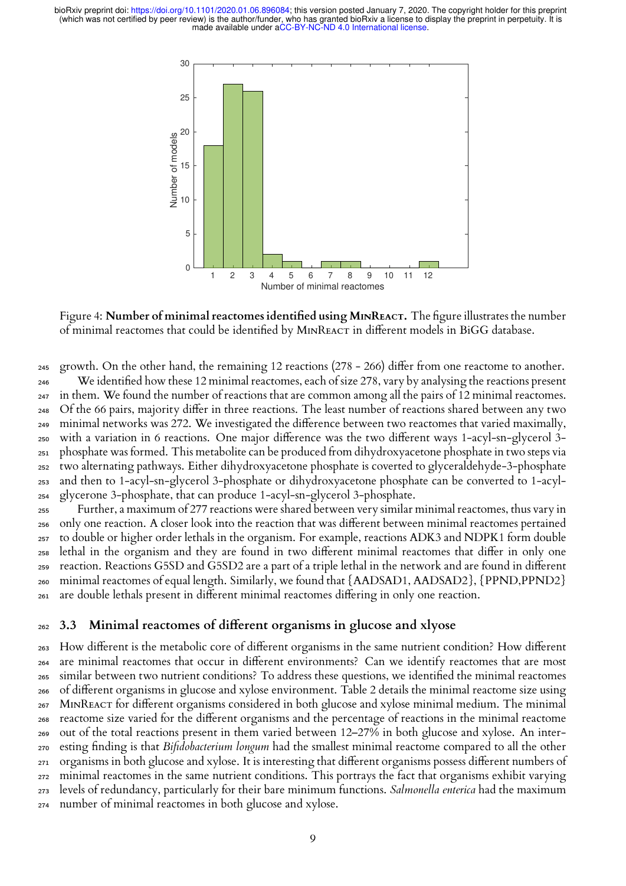Figure 4: **Number of minimal reactomes identified using MinReact.** The figure illustrates the number of minimal reactomes that could be identified by MinReact in different models in BiGG database.

growth. On the other hand, the remaining 12 reactions (278 - 266) differ from one reactome to another.

We identified how these 12 minimal reactomes, each of size 278, vary by analysing the reactions present in them. We found the number of reactions that are common among all the pairs of 12 minimal reactomes. Of the 66 pairs, majority differ in three reactions. The least number of reactions shared between any two minimal networks was 272. We investigated the difference between two reactomes that varied maximally, with a variation in 6 reactions. One major difference was the two different ways 1-acyl-sn-glycerol 3-phosphate was formed. This metabolite can be produced from dihydroxyacetone phosphate in two steps via two alternating pathways. Either dihydroxyacetone phosphate is coverted to glyceraldehyde-3-phosphate and then to 1-acyl-sn-glycerol 3-phosphate or dihydroxyacetone phosphate can be converted to 1-acyl-glycerone 3-phosphate, that can produce 1-acyl-sn-glycerol 3-phosphate.

Further, a maximum of 277 reactions were shared between very similar minimal reactomes, thus vary in only one reaction. A closer look into the reaction that was different between minimal reactomes pertained to double or higher order lethals in the organism. For example, reactions ADK3 and NDPK1 form double lethal in the organism and they are found in two different minimal reactomes that differ in only one reaction. Reactions G5SD and G5SD2 are a part of a triple lethal in the network and are found in different minimal reactomes of equal length. Similarly, we found that {AADSAD1, AADSAD2}, {PPND,PPND2} are double lethals present in different minimal reactomes differing in only one reaction.

### 3.3 Minimal reactomes of different organisms in glucose and xlyose

How different is the metabolic core of different organisms in the same nutrient condition? How different are minimal reactomes that occur in different environments? Can we identify reactomes that are most similar between two nutrient conditions? To address these questions, we identified the minimal reactomes of different organisms in glucose and xylose environment. Table 2 details the minimal reactome size using MinReact for different organisms considered in both glucose and xylose minimal medium. The minimal reactome size varied for the different organisms and the percentage of reactions in the minimal reactome out of the total reactions present in them varied between 12–27% in both glucose and xylose. An interesting finding is that *Bifidobacterium longum* had the smallest minimal reactome compared to all the other organisms in both glucose and xylose. It is interesting that different organisms possess different numbers of minimal reactomes in the same nutrient conditions. This portrays the fact that organisms exhibit varying levels of redundancy, particularly for their bare minimum functions. *Salmonella enterica* had the maximum number of minimal reactomes in both glucose and xylose.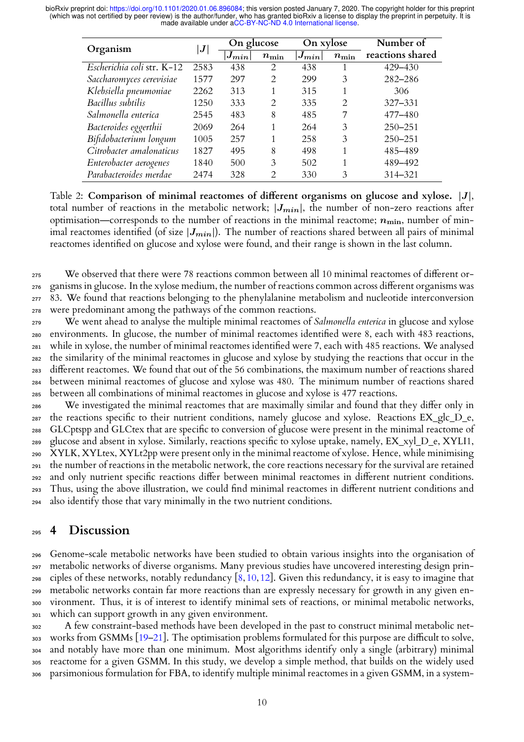| Organism | $\|J\|$ | On glucose | | On xylose | | Number of reactions shared |
|---|---|---|---|---|---|---|
| | | $\|J_{min}\|$ | $n_{\min}$ | $\|J_{min}\|$ | $n_{\min}$ | |
| *Escherichia coli* str. K-12 | 2583 | 438 | 2 | 438 | 1 | 429–430 |
| *Saccharomyces cerevisiae* | 1577 | 297 | 2 | 299 | 3 | 282–286 |
| *Klebsiella pneumoniae* | 2262 | 313 | 1 | 315 | 1 | 306 |
| *Bacillus subtilis* | 1250 | 333 | 2 | 335 | 2 | 327–331 |
| *Salmonella enterica* | 2545 | 483 | 8 | 485 | 7 | 477–480 |
| *Bacteroides eggerthii* | 2069 | 264 | 1 | 264 | 3 | 250–251 |
| *Bifidobacterium longum* | 1005 | 257 | 1 | 258 | 3 | 250–251 |
| *Citrobacter amalonaticus* | 1827 | 495 | 8 | 498 | 1 | 485–489 |
| *Enterobacter aerogenes* | 1840 | 500 | 3 | 502 | 1 | 489–492 |
| *Parabacteroides merdae* | 2474 | 328 | 2 | 330 | 3 | 314–321 |

Table 2: **Comparison of minimal reactomes of different organisms on glucose and xylose.** $|J|$, total number of reactions in the metabolic network; $|J_{min}|$, the number of non-zero reactions after optimisation—corresponds to the number of reactions in the minimal reactome; $n_{\min}$, number of minimal reactomes identified (of size $|J_{min}|$). The number of reactions shared between all pairs of minimal reactomes identified on glucose and xylose were found, and their range is shown in the last column.

We observed that there were 78 reactions common between all 10 minimal reactomes of different organisms in glucose. In the xylose medium, the number of reactions common across different organisms was 83. We found that reactions belonging to the phenylalanine metabolism and nucleotide interconversion were predominant among the pathways of the common reactions.

We went ahead to analyse the multiple minimal reactomes of *Salmonella enterica* in glucose and xylose environments. In glucose, the number of minimal reactomes identified were 8, each with 483 reactions, while in xylose, the number of minimal reactomes identified were 7, each with 485 reactions. We analysed the similarity of the minimal reactomes in glucose and xylose by studying the reactions that occur in the different reactomes. We found that out of the 56 combinations, the maximum number of reactions shared between minimal reactomes of glucose and xylose was 480. The minimum number of reactions shared between all combinations of minimal reactomes in glucose and xylose is 477 reactions.

We investigated the minimal reactomes that are maximally similar and found that they differ only in the reactions specific to their nutrient conditions, namely glucose and xylose. Reactions EX_glc_D_e, GLCptspp and GLCtex that are specific to conversion of glucose were present in the minimal reactome of glucose and absent in xylose. Similarly, reactions specific to xylose uptake, namely, EX_xyl_D_e, XYLI1, XYLK, XYLtex, XYLt2pp were present only in the minimal reactome of xylose. Hence, while minimising the number of reactions in the metabolic network, the core reactions necessary for the survival are retained and only nutrient specific reactions differ between minimal reactomes in different nutrient conditions. Thus, using the above illustration, we could find minimal reactomes in different nutrient conditions and also identify those that vary minimally in the two nutrient conditions.

# 4 Discussion

Genome-scale metabolic networks have been studied to obtain various insights into the organisation of metabolic networks of diverse organisms. Many previous studies have uncovered interesting design principles of these networks, notably redundancy [8, 10, 12]. Given this redundancy, it is easy to imagine that metabolic networks contain far more reactions than are expressly necessary for growth in any given environment. Thus, it is of interest to identify minimal sets of reactions, or minimal metabolic networks, which can support growth in any given environment.

A few constraint-based methods have been developed in the past to construct minimal metabolic networks from GSMMs [19–21]. The optimisation problems formulated for this purpose are difficult to solve, and notably have more than one minimum. Most algorithms identify only a single (arbitrary) minimal reactome for a given GSMM. In this study, we develop a simple method, that builds on the widely used parsimonious formulation for FBA, to identify multiple minimal reactomes in a given GSMM, in a system-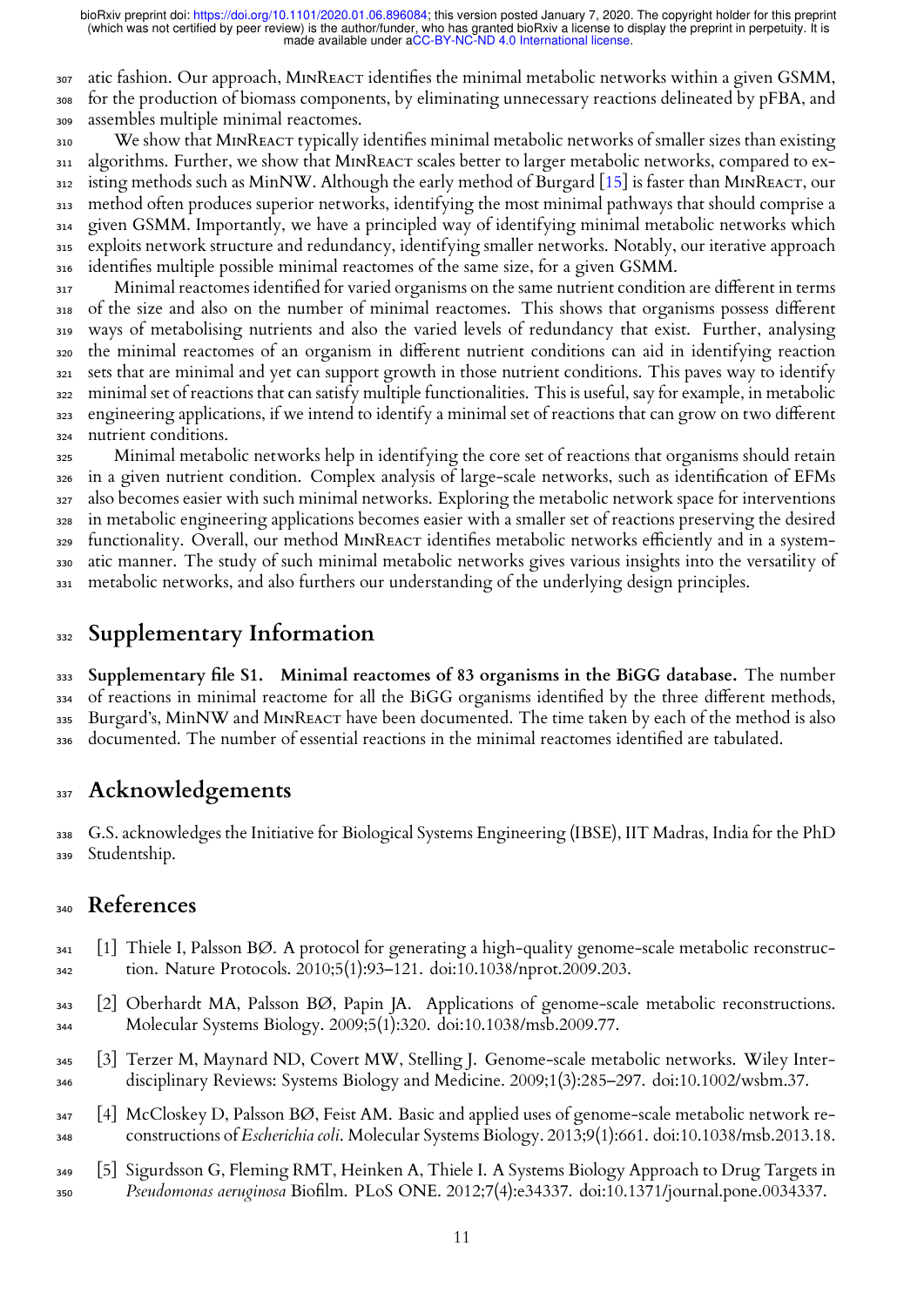atic fashion. Our approach, MinReact identifies the minimal metabolic networks within a given GSMM, for the production of biomass components, by eliminating unnecessary reactions delineated by pFBA, and assembles multiple minimal reactomes.

We show that MinReact typically identifies minimal metabolic networks of smaller sizes than existing algorithms. Further, we show that MinReact scales better to larger metabolic networks, compared to existing methods such as MinNW. Although the early method of Burgard [15] is faster than MinReact, our method often produces superior networks, identifying the most minimal pathways that should comprise a given GSMM. Importantly, we have a principled way of identifying minimal metabolic networks which exploits network structure and redundancy, identifying smaller networks. Notably, our iterative approach identifies multiple possible minimal reactomes of the same size, for a given GSMM.

Minimal reactomes identified for varied organisms on the same nutrient condition are different in terms of the size and also on the number of minimal reactomes. This shows that organisms possess different ways of metabolising nutrients and also the varied levels of redundancy that exist. Further, analysing the minimal reactomes of an organism in different nutrient conditions can aid in identifying reaction sets that are minimal and yet can support growth in those nutrient conditions. This paves way to identify minimal set of reactions that can satisfy multiple functionalities. This is useful, say for example, in metabolic engineering applications, if we intend to identify a minimal set of reactions that can grow on two different nutrient conditions.

Minimal metabolic networks help in identifying the core set of reactions that organisms should retain in a given nutrient condition. Complex analysis of large-scale networks, such as identification of EFMs also becomes easier with such minimal networks. Exploring the metabolic network space for interventions in metabolic engineering applications becomes easier with a smaller set of reactions preserving the desired functionality. Overall, our method MinReact identifies metabolic networks efficiently and in a systematic manner. The study of such minimal metabolic networks gives various insights into the versatility of metabolic networks, and also furthers our understanding of the underlying design principles.

# Supplementary Information

**Supplementary file S1. Minimal reactomes of 83 organisms in the BiGG database.** The number of reactions in minimal reactome for all the BiGG organisms identified by the three different methods, Burgard's, MinNW and MinReact have been documented. The time taken by each of the method is also documented. The number of essential reactions in the minimal reactomes identified are tabulated.

# Acknowledgements

G.S. acknowledges the Initiative for Biological Systems Engineering (IBSE), IIT Madras, India for the PhD Studentship.

# References

[1] Thiele I, Palsson BØ. A protocol for generating a high-quality genome-scale metabolic reconstruction. Nature Protocols. 2010;5(1):93–121. doi:10.1038/nprot.2009.203.

[2] Oberhardt MA, Palsson BØ, Papin JA. Applications of genome-scale metabolic reconstructions. Molecular Systems Biology. 2009;5(1):320. doi:10.1038/msb.2009.77.

[3] Terzer M, Maynard ND, Covert MW, Stelling J. Genome-scale metabolic networks. Wiley Interdisciplinary Reviews: Systems Biology and Medicine. 2009;1(3):285–297. doi:10.1002/wsbm.37.

[4] McCloskey D, Palsson BØ, Feist AM. Basic and applied uses of genome-scale metabolic network reconstructions of *Escherichia coli*. Molecular Systems Biology. 2013;9(1):661. doi:10.1038/msb.2013.18.

[5] Sigurdsson G, Fleming RMT, Heinken A, Thiele I. A Systems Biology Approach to Drug Targets in *Pseudomonas aeruginosa* Biofilm. PLoS ONE. 2012;7(4):e34337. doi:10.1371/journal.pone.0034337.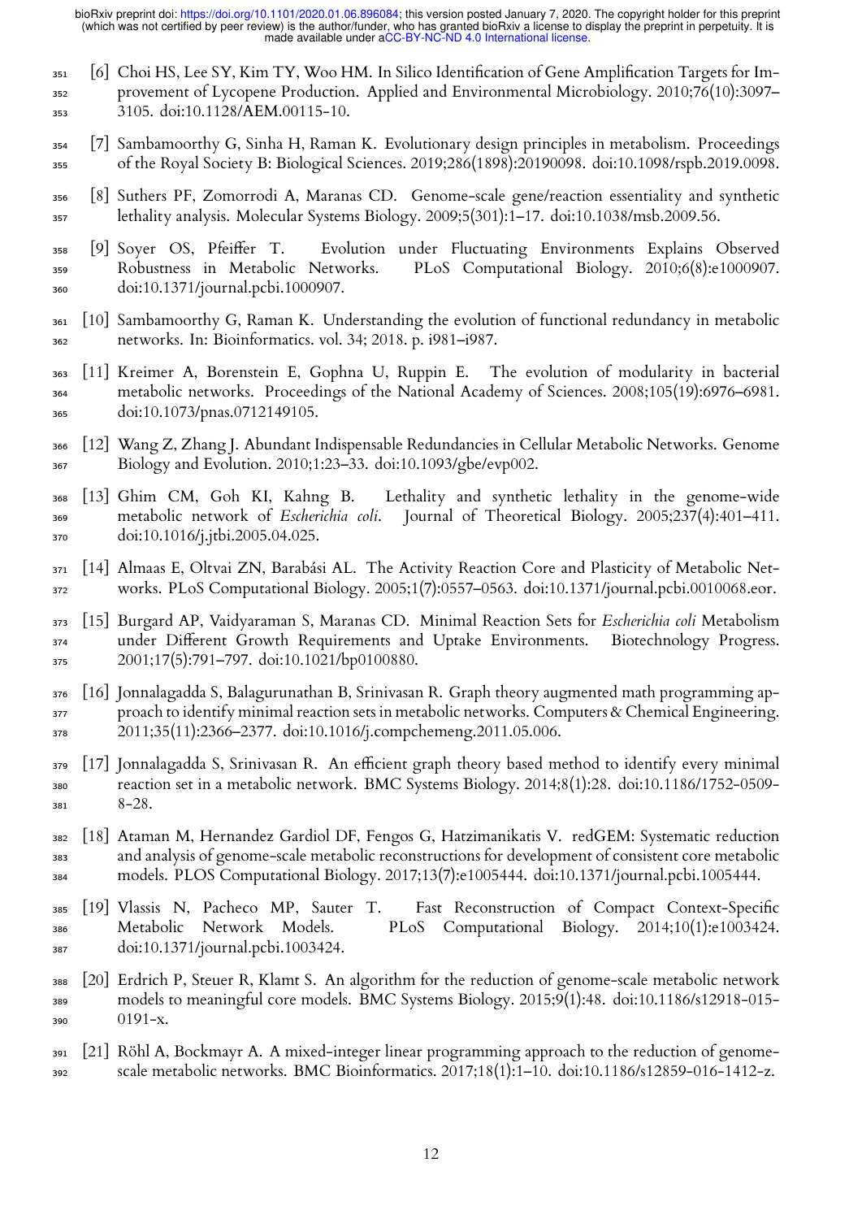[6] Choi HS, Lee SY, Kim TY, Woo HM. In Silico Identification of Gene Amplification Targets for Improvement of Lycopene Production. Applied and Environmental Microbiology. 2010;76(10):3097–3105. doi:10.1128/AEM.00115-10.

[7] Sambamoorthy G, Sinha H, Raman K. Evolutionary design principles in metabolism. Proceedings of the Royal Society B: Biological Sciences. 2019;286(1898):20190098. doi:10.1098/rspb.2019.0098.

[8] Suthers PF, Zomorrodi A, Maranas CD. Genome-scale gene/reaction essentiality and synthetic lethality analysis. Molecular Systems Biology. 2009;5(301):1–17. doi:10.1038/msb.2009.56.

[9] Soyer OS, Pfeiffer T. Evolution under Fluctuating Environments Explains Observed Robustness in Metabolic Networks. PLoS Computational Biology. 2010;6(8):e1000907. doi:10.1371/journal.pcbi.1000907.

[10] Sambamoorthy G, Raman K. Understanding the evolution of functional redundancy in metabolic networks. In: Bioinformatics. vol. 34; 2018. p. i981–i987.

[11] Kreimer A, Borenstein E, Gophna U, Ruppin E. The evolution of modularity in bacterial metabolic networks. Proceedings of the National Academy of Sciences. 2008;105(19):6976–6981. doi:10.1073/pnas.0712149105.

[12] Wang Z, Zhang J. Abundant Indispensable Redundancies in Cellular Metabolic Networks. Genome Biology and Evolution. 2010;1:23–33. doi:10.1093/gbe/evp002.

[13] Ghim CM, Goh KI, Kahng B. Lethality and synthetic lethality in the genome-wide metabolic network of *Escherichia coli*. Journal of Theoretical Biology. 2005;237(4):401–411. doi:10.1016/j.jtbi.2005.04.025.

[14] Almaas E, Oltvai ZN, Barabási AL. The Activity Reaction Core and Plasticity of Metabolic Networks. PLoS Computational Biology. 2005;1(7):0557–0563. doi:10.1371/journal.pcbi.0010068.eor.

[15] Burgard AP, Vaidyaraman S, Maranas CD. Minimal Reaction Sets for *Escherichia coli* Metabolism under Different Growth Requirements and Uptake Environments. Biotechnology Progress. 2001;17(5):791–797. doi:10.1021/bp0100880.

[16] Jonnalagadda S, Balagurunathan B, Srinivasan R. Graph theory augmented math programming approach to identify minimal reaction sets in metabolic networks. Computers & Chemical Engineering. 2011;35(11):2366–2377. doi:10.1016/j.compchemeng.2011.05.006.

[17] Jonnalagadda S, Srinivasan R. An efficient graph theory based method to identify every minimal reaction set in a metabolic network. BMC Systems Biology. 2014;8(1):28. doi:10.1186/1752-0509-8-28.

[18] Ataman M, Hernandez Gardiol DF, Fengos G, Hatzimanikatis V. redGEM: Systematic reduction and analysis of genome-scale metabolic reconstructions for development of consistent core metabolic models. PLOS Computational Biology. 2017;13(7):e1005444. doi:10.1371/journal.pcbi.1005444.

[19] Vlassis N, Pacheco MP, Sauter T. Fast Reconstruction of Compact Context-Specific Metabolic Network Models. PLoS Computational Biology. 2014;10(1):e1003424. doi:10.1371/journal.pcbi.1003424.

[20] Erdrich P, Steuer R, Klamt S. An algorithm for the reduction of genome-scale metabolic network models to meaningful core models. BMC Systems Biology. 2015;9(1):48. doi:10.1186/s12918-015-0191-x.

[21] Röhl A, Bockmayr A. A mixed-integer linear programming approach to the reduction of genome-scale metabolic networks. BMC Bioinformatics. 2017;18(1):1–10. doi:10.1186/s12859-016-1412-z.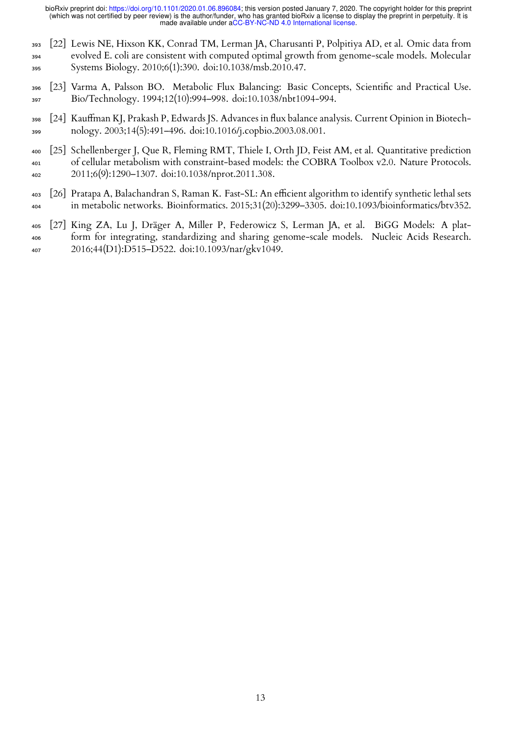[22] Lewis NE, Hixson KK, Conrad TM, Lerman JA, Charusanti P, Polpitiya AD, et al. Omic data from evolved E. coli are consistent with computed optimal growth from genome-scale models. Molecular Systems Biology. 2010;6(1):390. doi:10.1038/msb.2010.47.

[23] Varma A, Palsson BO. Metabolic Flux Balancing: Basic Concepts, Scientific and Practical Use. Bio/Technology. 1994;12(10):994–998. doi:10.1038/nbt1094-994.

[24] Kauffman KJ, Prakash P, Edwards JS. Advances in flux balance analysis. Current Opinion in Biotechnology. 2003;14(5):491–496. doi:10.1016/j.copbio.2003.08.001.

[25] Schellenberger J, Que R, Fleming RMT, Thiele I, Orth JD, Feist AM, et al. Quantitative prediction of cellular metabolism with constraint-based models: the COBRA Toolbox v2.0. Nature Protocols. 2011;6(9):1290–1307. doi:10.1038/nprot.2011.308.

[26] Pratapa A, Balachandran S, Raman K. Fast-SL: An efficient algorithm to identify synthetic lethal sets in metabolic networks. Bioinformatics. 2015;31(20):3299–3305. doi:10.1093/bioinformatics/btv352.

[27] King ZA, Lu J, Dräger A, Miller P, Federowicz S, Lerman JA, et al. BiGG Models: A platform for integrating, standardizing and sharing genome-scale models. Nucleic Acids Research. 2016;44(D1):D515–D522. doi:10.1093/nar/gkv1049.